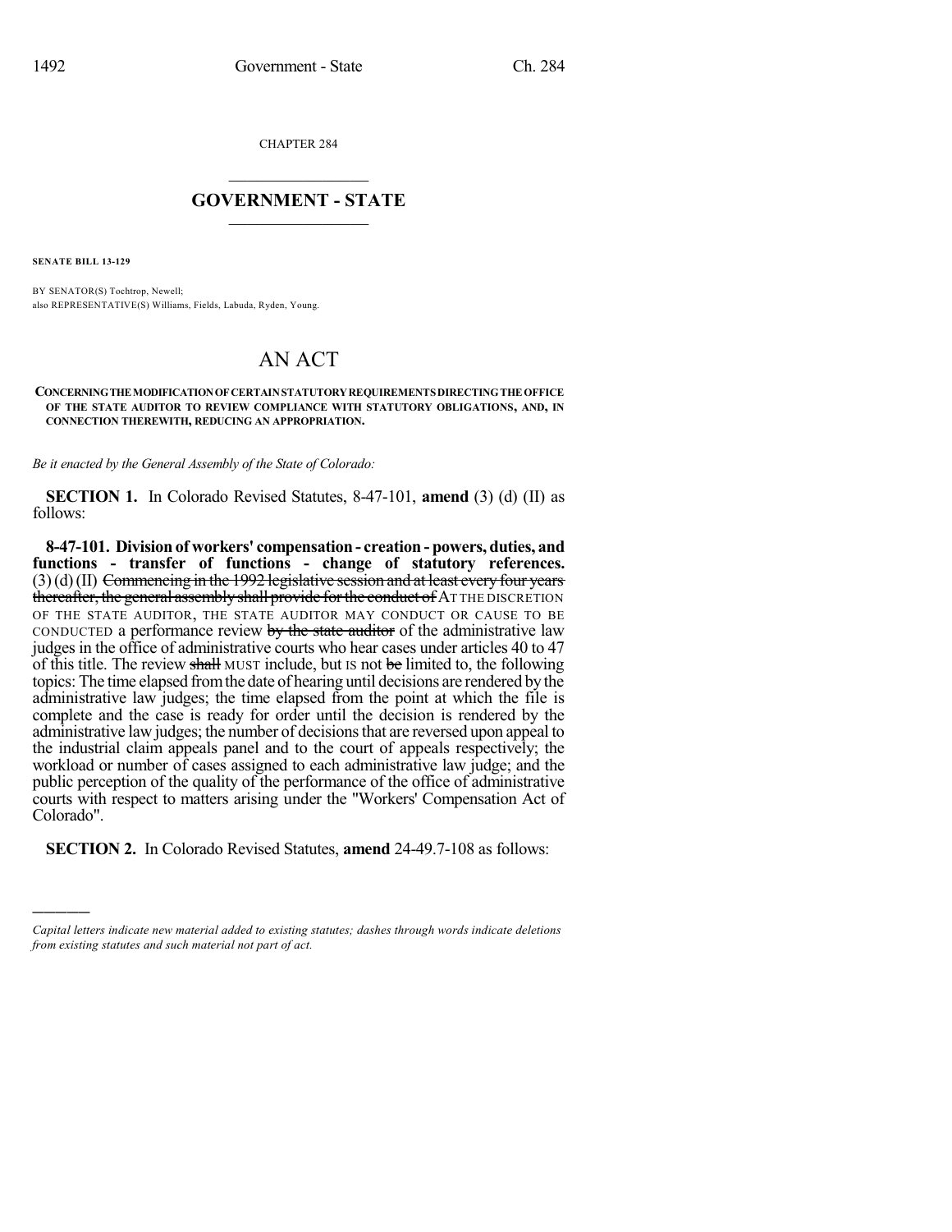CHAPTER 284

# GOVERNMENT - STATE

**SENATE BILL 13-129**

BY SENATOR(S) Tochtrop, Newell;
also REPRESENTATIVE(S) Williams, Fields, Labuda, Ryden, Young.

# AN ACT

**CONCERNING THE MODIFICATION OF CERTAIN STATUTORY REQUIREMENTS DIRECTING THE OFFICE OF THE STATE AUDITOR TO REVIEW COMPLIANCE WITH STATUTORY OBLIGATIONS, AND, IN CONNECTION THEREWITH, REDUCING AN APPROPRIATION.**

*Be it enacted by the General Assembly of the State of Colorado:*

**SECTION 1.** In Colorado Revised Statutes, 8-47-101, **amend** (3) (d) (II) as follows:

**8-47-101. Division of workers' compensation - creation - powers, duties, and functions - transfer of functions - change of statutory references.** (3) (d) (II) ~~Commencing in the 1992 legislative session and at least every four years thereafter, the general assembly shall provide for the conduct of~~ AT THE DISCRETION OF THE STATE AUDITOR, THE STATE AUDITOR MAY CONDUCT OR CAUSE TO BE CONDUCTED a performance review ~~by the state auditor~~ of the administrative law judges in the office of administrative courts who hear cases under articles 40 to 47 of this title. The review ~~shall~~ MUST include, but IS not ~~be~~ limited to, the following topics: The time elapsed from the date of hearing until decisions are rendered by the administrative law judges; the time elapsed from the point at which the file is complete and the case is ready for order until the decision is rendered by the administrative law judges; the number of decisions that are reversed upon appeal to the industrial claim appeals panel and to the court of appeals respectively; the workload or number of cases assigned to each administrative law judge; and the public perception of the quality of the performance of the office of administrative courts with respect to matters arising under the "Workers' Compensation Act of Colorado".

**SECTION 2.** In Colorado Revised Statutes, **amend** 24-49.7-108 as follows:

*Capital letters indicate new material added to existing statutes; dashes through words indicate deletions from existing statutes and such material not part of act.*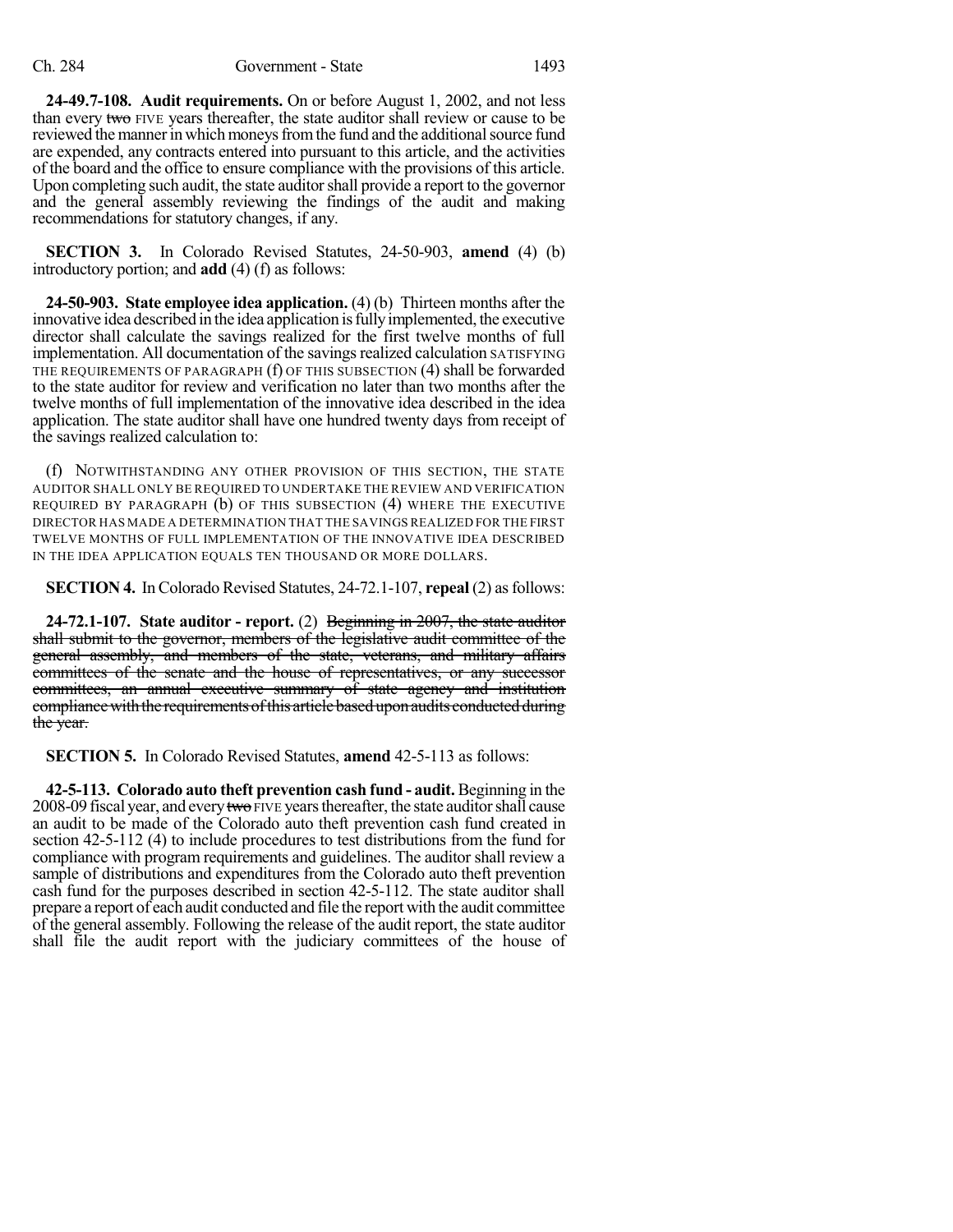**24-49.7-108. Audit requirements.** On or before August 1, 2002, and not less than every ~~two~~ FIVE years thereafter, the state auditor shall review or cause to be reviewed the manner in which moneys from the fund and the additional source fund are expended, any contracts entered into pursuant to this article, and the activities of the board and the office to ensure compliance with the provisions of this article. Upon completing such audit, the state auditor shall provide a report to the governor and the general assembly reviewing the findings of the audit and making recommendations for statutory changes, if any.

**SECTION 3.** In Colorado Revised Statutes, 24-50-903, **amend** (4) (b) introductory portion; and **add** (4) (f) as follows:

**24-50-903. State employee idea application.** (4) (b) Thirteen months after the innovative idea described in the idea application is fully implemented, the executive director shall calculate the savings realized for the first twelve months of full implementation. All documentation of the savings realized calculation SATISFYING THE REQUIREMENTS OF PARAGRAPH (f) OF THIS SUBSECTION (4) shall be forwarded to the state auditor for review and verification no later than two months after the twelve months of full implementation of the innovative idea described in the idea application. The state auditor shall have one hundred twenty days from receipt of the savings realized calculation to:

(f) NOTWITHSTANDING ANY OTHER PROVISION OF THIS SECTION, THE STATE AUDITOR SHALL ONLY BE REQUIRED TO UNDERTAKE THE REVIEW AND VERIFICATION REQUIRED BY PARAGRAPH (b) OF THIS SUBSECTION (4) WHERE THE EXECUTIVE DIRECTOR HAS MADE A DETERMINATION THAT THE SAVINGS REALIZED FOR THE FIRST TWELVE MONTHS OF FULL IMPLEMENTATION OF THE INNOVATIVE IDEA DESCRIBED IN THE IDEA APPLICATION EQUALS TEN THOUSAND OR MORE DOLLARS.

**SECTION 4.** In Colorado Revised Statutes, 24-72.1-107, **repeal** (2) as follows:

**24-72.1-107. State auditor - report.** (2) ~~Beginning in 2007, the state auditor shall submit to the governor, members of the legislative audit committee of the general assembly, and members of the state, veterans, and military affairs committees of the senate and the house of representatives, or any successor committees, an annual executive summary of state agency and institution compliance with the requirements of this article based upon audits conducted during the year.~~

**SECTION 5.** In Colorado Revised Statutes, **amend** 42-5-113 as follows:

**42-5-113. Colorado auto theft prevention cash fund - audit.** Beginning in the 2008-09 fiscal year, and every ~~two~~ FIVE years thereafter, the state auditor shall cause an audit to be made of the Colorado auto theft prevention cash fund created in section 42-5-112 (4) to include procedures to test distributions from the fund for compliance with program requirements and guidelines. The auditor shall review a sample of distributions and expenditures from the Colorado auto theft prevention cash fund for the purposes described in section 42-5-112. The state auditor shall prepare a report of each audit conducted and file the report with the audit committee of the general assembly. Following the release of the audit report, the state auditor shall file the audit report with the judiciary committees of the house of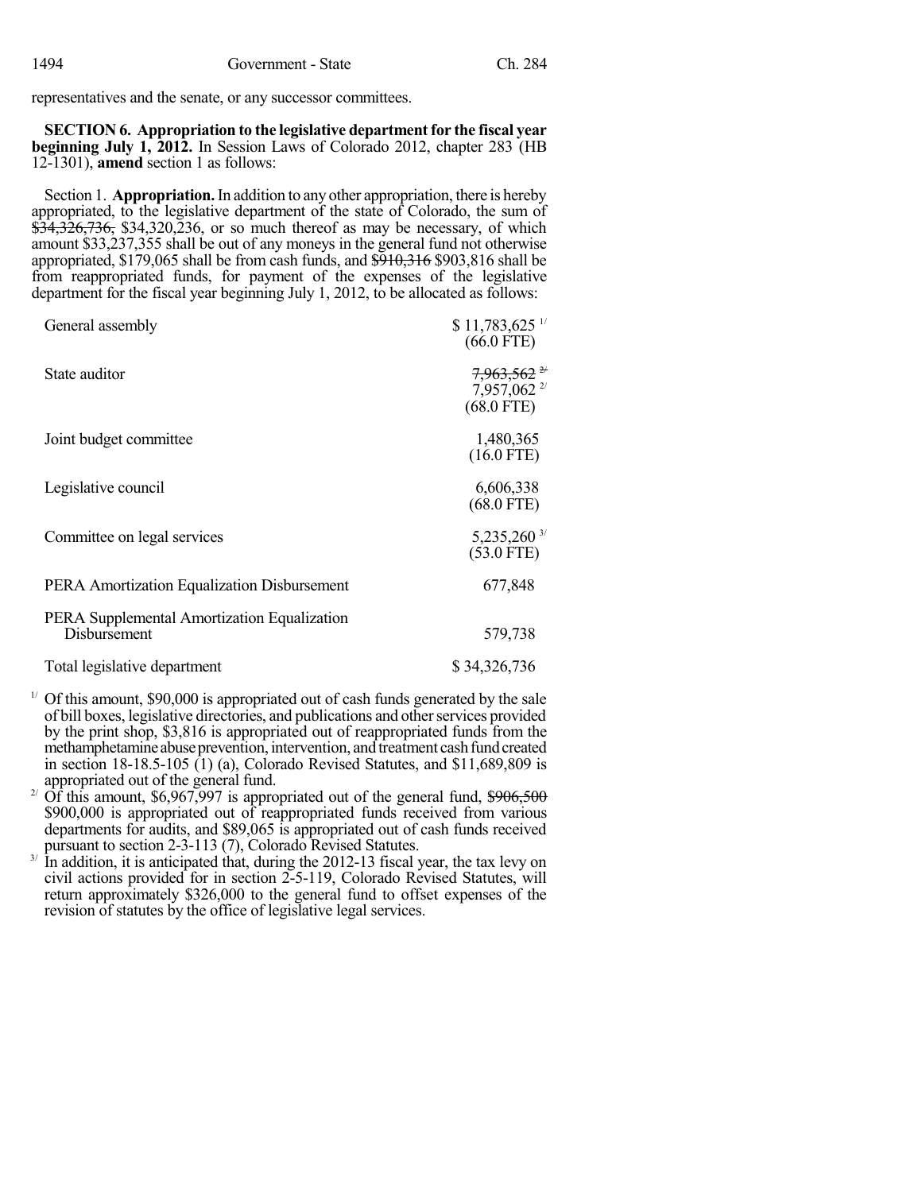representatives and the senate, or any successor committees.

**SECTION 6. Appropriation to the legislative department for the fiscal year beginning July 1, 2012.** In Session Laws of Colorado 2012, chapter 283 (HB 12-1301), **amend** section 1 as follows:

Section 1. **Appropriation.** In addition to any other appropriation, there is hereby appropriated, to the legislative department of the state of Colorado, the sum of ~~$34,326,736,~~ $34,320,236, or so much thereof as may be necessary, of which amount $33,237,355 shall be out of any moneys in the general fund not otherwise appropriated, $179,065 shall be from cash funds, and ~~$910,316~~ $903,816 shall be from reappropriated funds, for payment of the expenses of the legislative department for the fiscal year beginning July 1, 2012, to be allocated as follows:

| | |
|---|---|
| General assembly | $ 11,783,625 [1/] (66.0 FTE) |
| State auditor | ~~7,963,562~~ [2/] 7,957,062 [2/] (68.0 FTE) |
| Joint budget committee | 1,480,365 (16.0 FTE) |
| Legislative council | 6,606,338 (68.0 FTE) |
| Committee on legal services | 5,235,260 [3/] (53.0 FTE) |
| PERA Amortization Equalization Disbursement | 677,848 |
| PERA Supplemental Amortization Equalization Disbursement | 579,738 |
| Total legislative department | $ 34,326,736 |

[1/] Of this amount, $90,000 is appropriated out of cash funds generated by the sale of bill boxes, legislative directories, and publications and other services provided by the print shop, $3,816 is appropriated out of reappropriated funds from the methamphetamine abuse prevention, intervention, and treatment cash fund created in section 18-18.5-105 (1) (a), Colorado Revised Statutes, and $11,689,809 is appropriated out of the general fund.

[2/] Of this amount, $6,967,997 is appropriated out of the general fund, ~~$906,500~~ $900,000 is appropriated out of reappropriated funds received from various departments for audits, and $89,065 is appropriated out of cash funds received pursuant to section 2-3-113 (7), Colorado Revised Statutes.

[3/] In addition, it is anticipated that, during the 2012-13 fiscal year, the tax levy on civil actions provided for in section 2-5-119, Colorado Revised Statutes, will return approximately $326,000 to the general fund to offset expenses of the revision of statutes by the office of legislative legal services.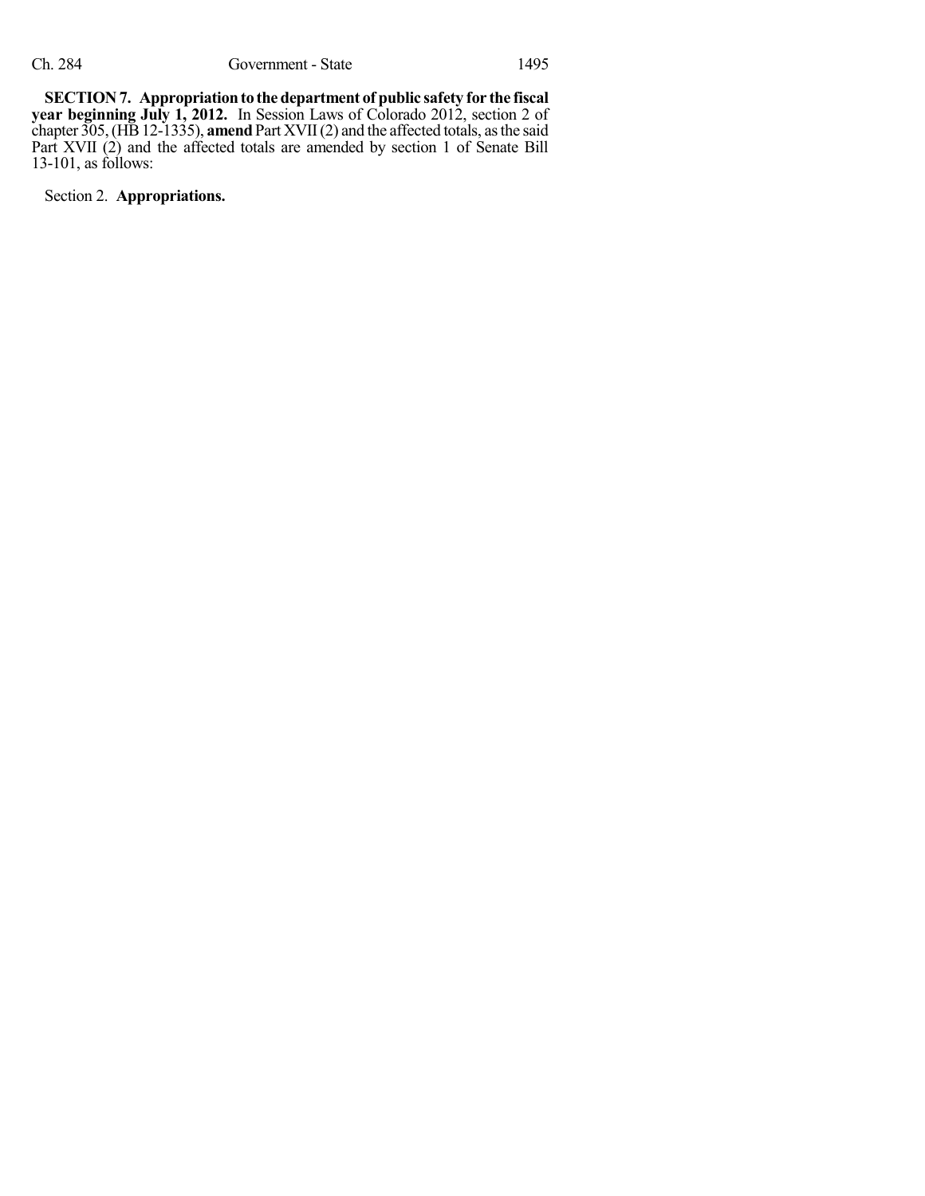**SECTION 7. Appropriation to the department of public safety for the fiscal year beginning July 1, 2012.** In Session Laws of Colorado 2012, section 2 of chapter 305, (HB 12-1335), **amend** Part XVII (2) and the affected totals, as the said Part XVII (2) and the affected totals are amended by section 1 of Senate Bill 13-101, as follows:

Section 2. **Appropriations.**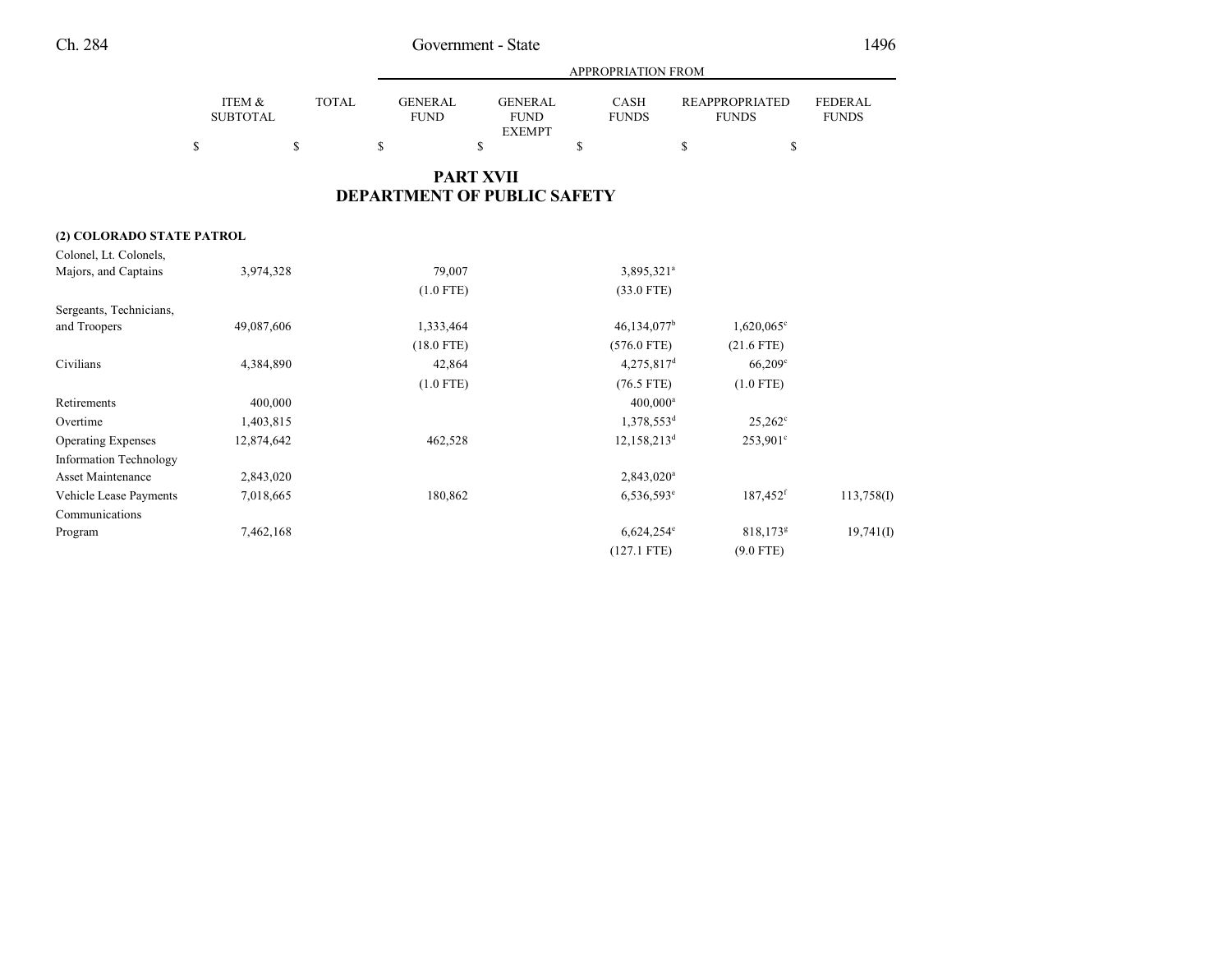## PART XVII
## DEPARTMENT OF PUBLIC SAFETY

| | ITEM & SUBTOTAL | TOTAL | GENERAL FUND | GENERAL FUND EXEMPT | CASH FUNDS | REAPPROPRIATED FUNDS | FEDERAL FUNDS |
|---|---|---|---|---|---|---|---|
| | | | APPROPRIATION FROM | | | | |
| | $ | $ | $ | $ | $ | $ | $ |
| **(2) COLORADO STATE PATROL** | | | | | | | |
| Colonel, Lt. Colonels, Majors, and Captains | 3,974,328 | | 79,007 | | 3,895,321[a] | | |
| | | | (1.0 FTE) | | (33.0 FTE) | | |
| Sergeants, Technicians, and Troopers | 49,087,606 | | 1,333,464 | | 46,134,077[b] | 1,620,065[c] | |
| | | | (18.0 FTE) | | (576.0 FTE) | (21.6 FTE) | |
| Civilians | 4,384,890 | | 42,864 | | 4,275,817[d] | 66,209[c] | |
| | | | (1.0 FTE) | | (76.5 FTE) | (1.0 FTE) | |
| Retirements | 400,000 | | | | 400,000[a] | | |
| Overtime | 1,403,815 | | | | 1,378,553[d] | 25,262[c] | |
| Operating Expenses | 12,874,642 | | 462,528 | | 12,158,213[d] | 253,901[c] | |
| Information Technology Asset Maintenance | 2,843,020 | | | | 2,843,020[a] | | |
| Vehicle Lease Payments | 7,018,665 | | 180,862 | | 6,536,593[e] | 187,452[f] | 113,758(I) |
| Communications Program | 7,462,168 | | | | 6,624,254[e] | 818,173[g] | 19,741(I) |
| | | | | | (127.1 FTE) | (9.0 FTE) | |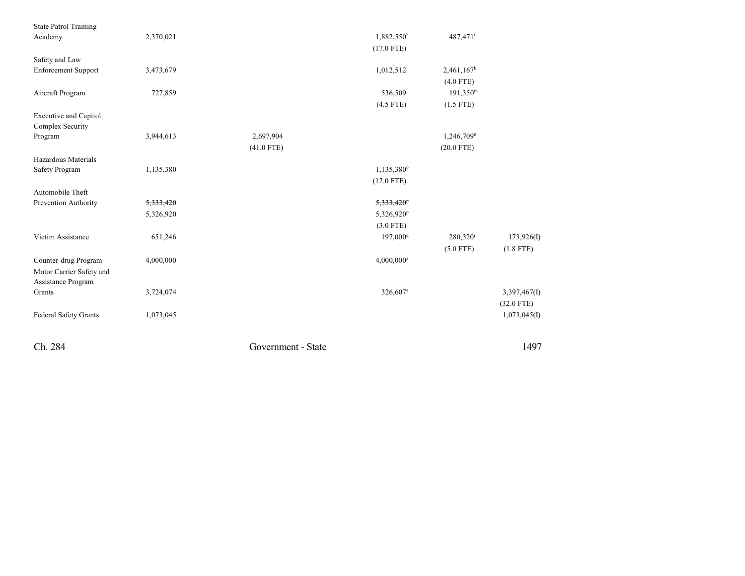| | | | | | |
|---|---|---|---|---|---|
| State Patrol Training Academy | 2,370,021 | | 1,882,550[h] (17.0 FTE) | 487,471[i] | |
| Safety and Law Enforcement Support | 3,473,679 | | 1,012,512[j] | 2,461,167[k] (4.0 FTE) | |
| Aircraft Program | 727,859 | | 536,509[l] (4.5 FTE) | 191,350[m] (1.5 FTE) | |
| Executive and Capitol Complex Security Program | 3,944,613 | 2,697,904 (41.0 FTE) | | 1,246,709[n] (20.0 FTE) | |
| Hazardous Materials Safety Program | 1,135,380 | | 1,135,380[o] (12.0 FTE) | | |
| Automobile Theft Prevention Authority | ~~5,333,420~~ 5,326,920 | | ~~5,333,420[p]~~ 5,326,920[p] (3.0 FTE) | | |
| Victim Assistance | 651,246 | | 197,000[q] | 280,320[r] (5.0 FTE) | 173,926(I) (1.8 FTE) |
| Counter-drug Program | 4,000,000 | | 4,000,000[s] | | |
| Motor Carrier Safety and Assistance Program Grants | 3,724,074 | | 326,607[a] | | 3,397,467(I) (32.0 FTE) |
| Federal Safety Grants | 1,073,045 | | | | 1,073,045(I) |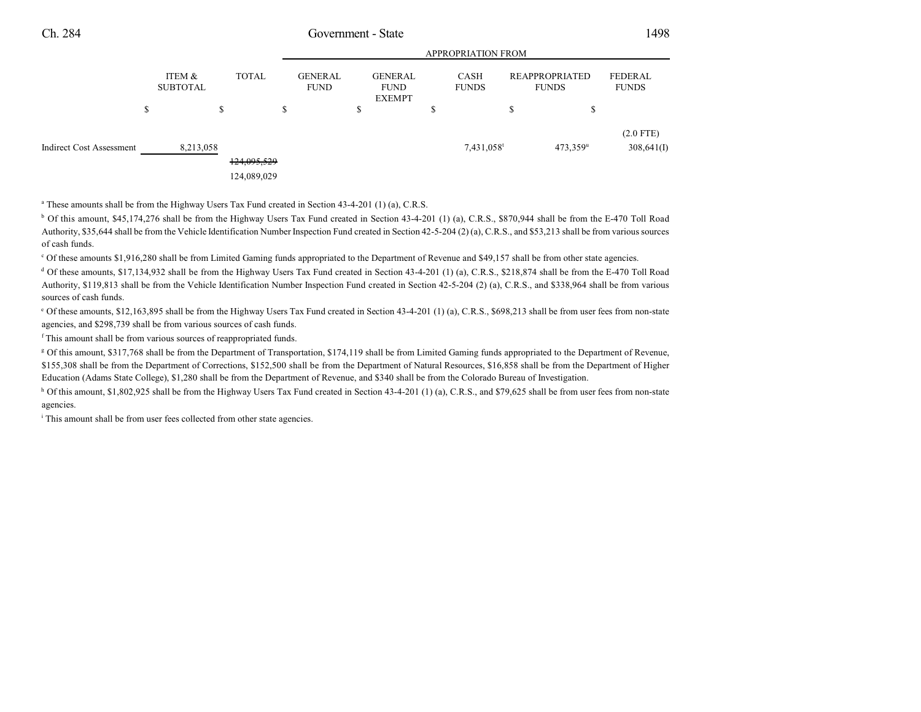| | ITEM & SUBTOTAL | TOTAL | APPROPRIATION FROM GENERAL FUND | GENERAL FUND EXEMPT | CASH FUNDS | REAPPROPRIATED FUNDS | FEDERAL FUNDS |
|---|---|---|---|---|---|---|---|
| | $ | $ | $ | $ | $ | $ | $ |
| | | | | | | | (2.0 FTE) |
| Indirect Cost Assessment | 8,213,058 | | | | 7,431,058[t] | 473,359[u] | 308,641(I) |
| | | ~~124,095,529~~ | | | | | |
| | | 124,089,029 | | | | | |

[a] These amounts shall be from the Highway Users Tax Fund created in Section 43-4-201 (1) (a), C.R.S.

[b] Of this amount, $45,174,276 shall be from the Highway Users Tax Fund created in Section 43-4-201 (1) (a), C.R.S., $870,944 shall be from the E-470 Toll Road Authority, $35,644 shall be from the Vehicle Identification Number Inspection Fund created in Section 42-5-204 (2) (a), C.R.S., and $53,213 shall be from various sources of cash funds.

[c] Of these amounts $1,916,280 shall be from Limited Gaming funds appropriated to the Department of Revenue and $49,157 shall be from other state agencies.

[d] Of these amounts, $17,134,932 shall be from the Highway Users Tax Fund created in Section 43-4-201 (1) (a), C.R.S., $218,874 shall be from the E-470 Toll Road Authority, $119,813 shall be from the Vehicle Identification Number Inspection Fund created in Section 42-5-204 (2) (a), C.R.S., and $338,964 shall be from various sources of cash funds.

[e] Of these amounts, $12,163,895 shall be from the Highway Users Tax Fund created in Section 43-4-201 (1) (a), C.R.S., $698,213 shall be from user fees from non-state agencies, and $298,739 shall be from various sources of cash funds.

[f] This amount shall be from various sources of reappropriated funds.

[g] Of this amount, $317,768 shall be from the Department of Transportation, $174,119 shall be from Limited Gaming funds appropriated to the Department of Revenue, $155,308 shall be from the Department of Corrections, $152,500 shall be from the Department of Natural Resources, $16,858 shall be from the Department of Higher Education (Adams State College), $1,280 shall be from the Department of Revenue, and $340 shall be from the Colorado Bureau of Investigation.

[h] Of this amount, $1,802,925 shall be from the Highway Users Tax Fund created in Section 43-4-201 (1) (a), C.R.S., and $79,625 shall be from user fees from non-state agencies.

[i] This amount shall be from user fees collected from other state agencies.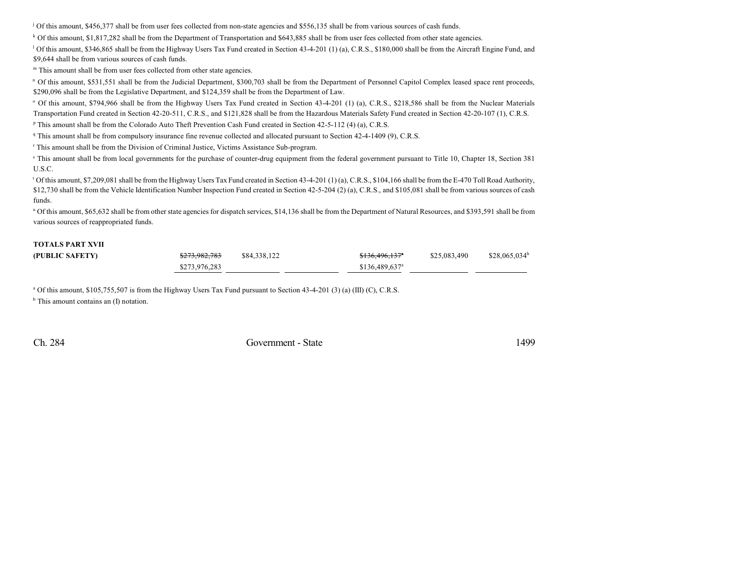[j] Of this amount, \$456,377 shall be from user fees collected from non-state agencies and \$556,135 shall be from various sources of cash funds.

[k] Of this amount, \$1,817,282 shall be from the Department of Transportation and \$643,885 shall be from user fees collected from other state agencies.

[l] Of this amount, \$346,865 shall be from the Highway Users Tax Fund created in Section 43-4-201 (1) (a), C.R.S., \$180,000 shall be from the Aircraft Engine Fund, and \$9,644 shall be from various sources of cash funds.

[m] This amount shall be from user fees collected from other state agencies.

[n] Of this amount, \$531,551 shall be from the Judicial Department, \$300,703 shall be from the Department of Personnel Capitol Complex leased space rent proceeds, \$290,096 shall be from the Legislative Department, and \$124,359 shall be from the Department of Law.

[o] Of this amount, \$794,966 shall be from the Highway Users Tax Fund created in Section 43-4-201 (1) (a), C.R.S., \$218,586 shall be from the Nuclear Materials Transportation Fund created in Section 42-20-511, C.R.S., and \$121,828 shall be from the Hazardous Materials Safety Fund created in Section 42-20-107 (1), C.R.S.

[p] This amount shall be from the Colorado Auto Theft Prevention Cash Fund created in Section 42-5-112 (4) (a), C.R.S.

[q] This amount shall be from compulsory insurance fine revenue collected and allocated pursuant to Section 42-4-1409 (9), C.R.S.

[r] This amount shall be from the Division of Criminal Justice, Victims Assistance Sub-program.

[s] This amount shall be from local governments for the purchase of counter-drug equipment from the federal government pursuant to Title 10, Chapter 18, Section 381 U.S.C.

[t] Of this amount, \$7,209,081 shall be from the Highway Users Tax Fund created in Section 43-4-201 (1) (a), C.R.S., \$104,166 shall be from the E-470 Toll Road Authority, \$12,730 shall be from the Vehicle Identification Number Inspection Fund created in Section 42-5-204 (2) (a), C.R.S., and \$105,081 shall be from various sources of cash funds.

[u] Of this amount, \$65,632 shall be from other state agencies for dispatch services, \$14,136 shall be from the Department of Natural Resources, and \$393,591 shall be from various sources of reappropriated funds.

| | | | | | | |
|---|---|---|---|---|---|---|
| **TOTALS PART XVII** | | | | | | |
| **(PUBLIC SAFETY)** | ~~\$273,982,783~~ | \$84,338,122 | | ~~\$136,496,137~~[a] | \$25,083,490 | \$28,065,034[b] |
| | \$273,976,283 | | | \$136,489,637[a] | | |

[a] Of this amount, \$105,755,507 is from the Highway Users Tax Fund pursuant to Section 43-4-201 (3) (a) (III) (C), C.R.S.

[b] This amount contains an (I) notation.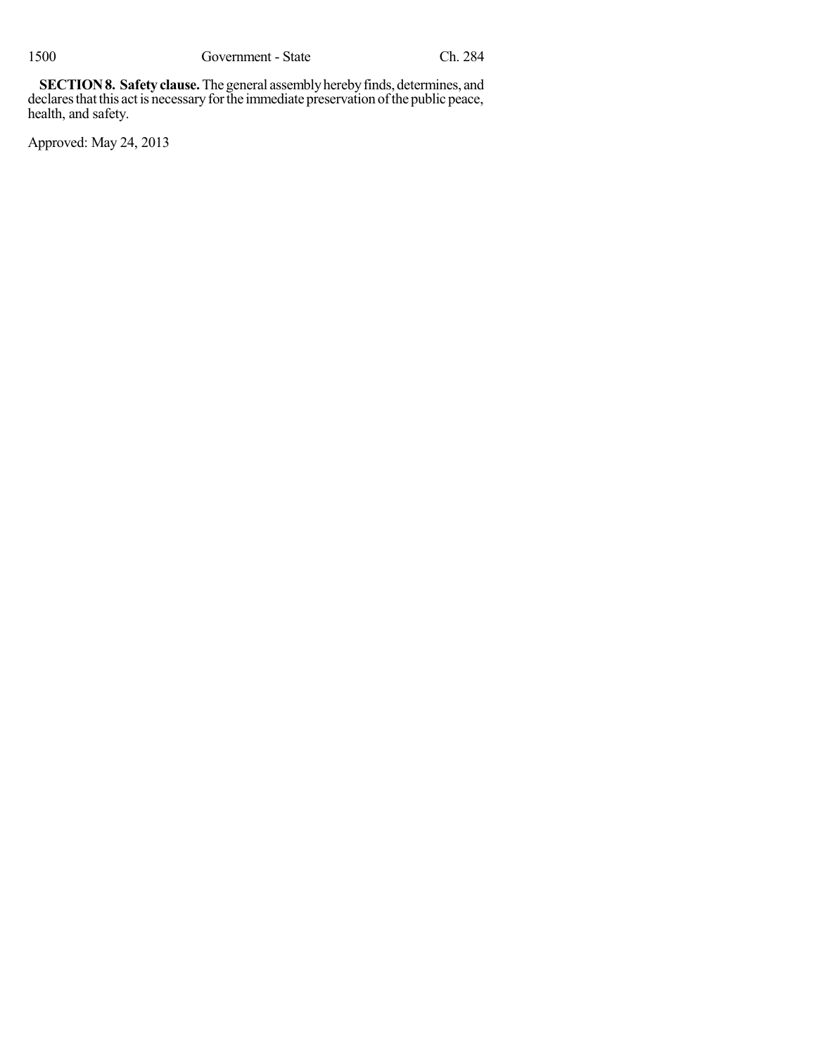**SECTION 8. Safety clause.** The general assembly hereby finds, determines, and declares that this act is necessary for the immediate preservation of the public peace, health, and safety.

Approved: May 24, 2013